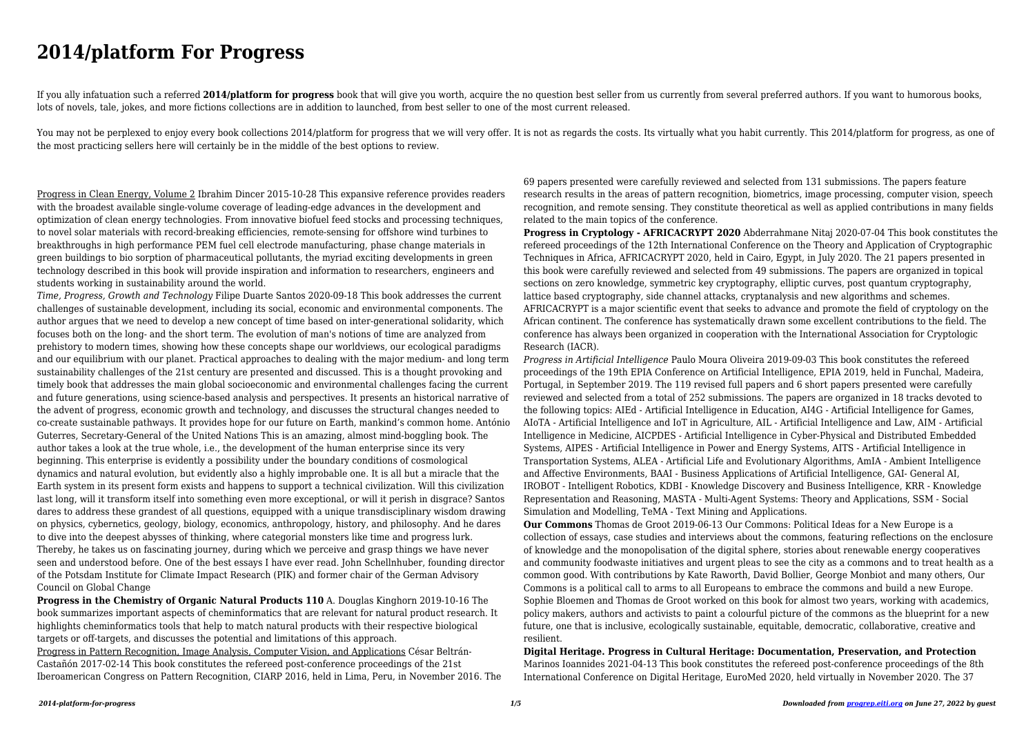# 2014/platform For Progress

If you ally infatuation such a referred **2014/platform for progress** book that will give you worth, acquire the no question best seller from us currently from several preferred authors. If you want to humorous books, lots of novels, tale, jokes, and more fictions collections are in addition to launched, from best seller to one of the most current released.

You may not be perplexed to enjoy every book collections 2014/platform for progress that we will very offer. It is not as regards the costs. Its virtually what you habit currently. This 2014/platform for progress, as one of the most practicing sellers here will certainly be in the middle of the best options to review.

Progress in Clean Energy, Volume 2 Ibrahim Dincer 2015-10-28 This expansive reference provides readers with the broadest available single-volume coverage of leading-edge advances in the development and optimization of clean energy technologies. From innovative biofuel feed stocks and processing techniques, to novel solar materials with record-breaking efficiencies, remote-sensing for offshore wind turbines to breakthroughs in high performance PEM fuel cell electrode manufacturing, phase change materials in green buildings to bio sorption of pharmaceutical pollutants, the myriad exciting developments in green technology described in this book will provide inspiration and information to researchers, engineers and students working in sustainability around the world.

*Time, Progress, Growth and Technology* Filipe Duarte Santos 2020-09-18 This book addresses the current challenges of sustainable development, including its social, economic and environmental components. The author argues that we need to develop a new concept of time based on inter-generational solidarity, which focuses both on the long- and the short term. The evolution of man's notions of time are analyzed from prehistory to modern times, showing how these concepts shape our worldviews, our ecological paradigms and our equilibrium with our planet. Practical approaches to dealing with the major medium- and long term sustainability challenges of the 21st century are presented and discussed. This is a thought provoking and timely book that addresses the main global socioeconomic and environmental challenges facing the current and future generations, using science-based analysis and perspectives. It presents an historical narrative of the advent of progress, economic growth and technology, and discusses the structural changes needed to co-create sustainable pathways. It provides hope for our future on Earth, mankind's common home. António Guterres, Secretary-General of the United Nations This is an amazing, almost mind-boggling book. The author takes a look at the true whole, i.e., the development of the human enterprise since its very beginning. This enterprise is evidently a possibility under the boundary conditions of cosmological dynamics and natural evolution, but evidently also a highly improbable one. It is all but a miracle that the Earth system in its present form exists and happens to support a technical civilization. Will this civilization last long, will it transform itself into something even more exceptional, or will it perish in disgrace? Santos dares to address these grandest of all questions, equipped with a unique transdisciplinary wisdom drawing on physics, cybernetics, geology, biology, economics, anthropology, history, and philosophy. And he dares to dive into the deepest abysses of thinking, where categorial monsters like time and progress lurk. Thereby, he takes us on fascinating journey, during which we perceive and grasp things we have never seen and understood before. One of the best essays I have ever read. John Schellnhuber, founding director of the Potsdam Institute for Climate Impact Research (PIK) and former chair of the German Advisory Council on Global Change

**Progress in the Chemistry of Organic Natural Products 110** A. Douglas Kinghorn 2019-10-16 The book summarizes important aspects of cheminformatics that are relevant for natural product research. It highlights cheminformatics tools that help to match natural products with their respective biological targets or off-targets, and discusses the potential and limitations of this approach.

Progress in Pattern Recognition, Image Analysis, Computer Vision, and Applications César Beltrán-Castañón 2017-02-14 This book constitutes the refereed post-conference proceedings of the 21st Iberoamerican Congress on Pattern Recognition, CIARP 2016, held in Lima, Peru, in November 2016. The 69 papers presented were carefully reviewed and selected from 131 submissions. The papers feature research results in the areas of pattern recognition, biometrics, image processing, computer vision, speech recognition, and remote sensing. They constitute theoretical as well as applied contributions in many fields related to the main topics of the conference.

**Progress in Cryptology - AFRICACRYPT 2020** Abderrahmane Nitaj 2020-07-04 This book constitutes the refereed proceedings of the 12th International Conference on the Theory and Application of Cryptographic Techniques in Africa, AFRICACRYPT 2020, held in Cairo, Egypt, in July 2020. The 21 papers presented in this book were carefully reviewed and selected from 49 submissions. The papers are organized in topical sections on zero knowledge, symmetric key cryptography, elliptic curves, post quantum cryptography, lattice based cryptography, side channel attacks, cryptanalysis and new algorithms and schemes. AFRICACRYPT is a major scientific event that seeks to advance and promote the field of cryptology on the African continent. The conference has systematically drawn some excellent contributions to the field. The conference has always been organized in cooperation with the International Association for Cryptologic Research (IACR).

*Progress in Artificial Intelligence* Paulo Moura Oliveira 2019-09-03 This book constitutes the refereed proceedings of the 19th EPIA Conference on Artificial Intelligence, EPIA 2019, held in Funchal, Madeira, Portugal, in September 2019. The 119 revised full papers and 6 short papers presented were carefully reviewed and selected from a total of 252 submissions. The papers are organized in 18 tracks devoted to the following topics: AIEd - Artificial Intelligence in Education, AI4G - Artificial Intelligence for Games, AIoTA - Artificial Intelligence and IoT in Agriculture, AIL - Artificial Intelligence and Law, AIM - Artificial Intelligence in Medicine, AICPDES - Artificial Intelligence in Cyber-Physical and Distributed Embedded Systems, AIPES - Artificial Intelligence in Power and Energy Systems, AITS - Artificial Intelligence in Transportation Systems, ALEA - Artificial Life and Evolutionary Algorithms, AmIA - Ambient Intelligence and Affective Environments, BAAI - Business Applications of Artificial Intelligence, GAI- General AI, IROBOT - Intelligent Robotics, KDBI - Knowledge Discovery and Business Intelligence, KRR - Knowledge Representation and Reasoning, MASTA - Multi-Agent Systems: Theory and Applications, SSM - Social Simulation and Modelling, TeMA - Text Mining and Applications.

**Our Commons** Thomas de Groot 2019-06-13 Our Commons: Political Ideas for a New Europe is a collection of essays, case studies and interviews about the commons, featuring reflections on the enclosure of knowledge and the monopolisation of the digital sphere, stories about renewable energy cooperatives and community foodwaste initiatives and urgent pleas to see the city as a commons and to treat health as a common good. With contributions by Kate Raworth, David Bollier, George Monbiot and many others, Our Commons is a political call to arms to all Europeans to embrace the commons and build a new Europe. Sophie Bloemen and Thomas de Groot worked on this book for almost two years, working with academics, policy makers, authors and activists to paint a colourful picture of the commons as the blueprint for a new future, one that is inclusive, ecologically sustainable, equitable, democratic, collaborative, creative and resilient.

**Digital Heritage. Progress in Cultural Heritage: Documentation, Preservation, and Protection** Marinos Ioannides 2021-04-13 This book constitutes the refereed post-conference proceedings of the 8th International Conference on Digital Heritage, EuroMed 2020, held virtually in November 2020. The 37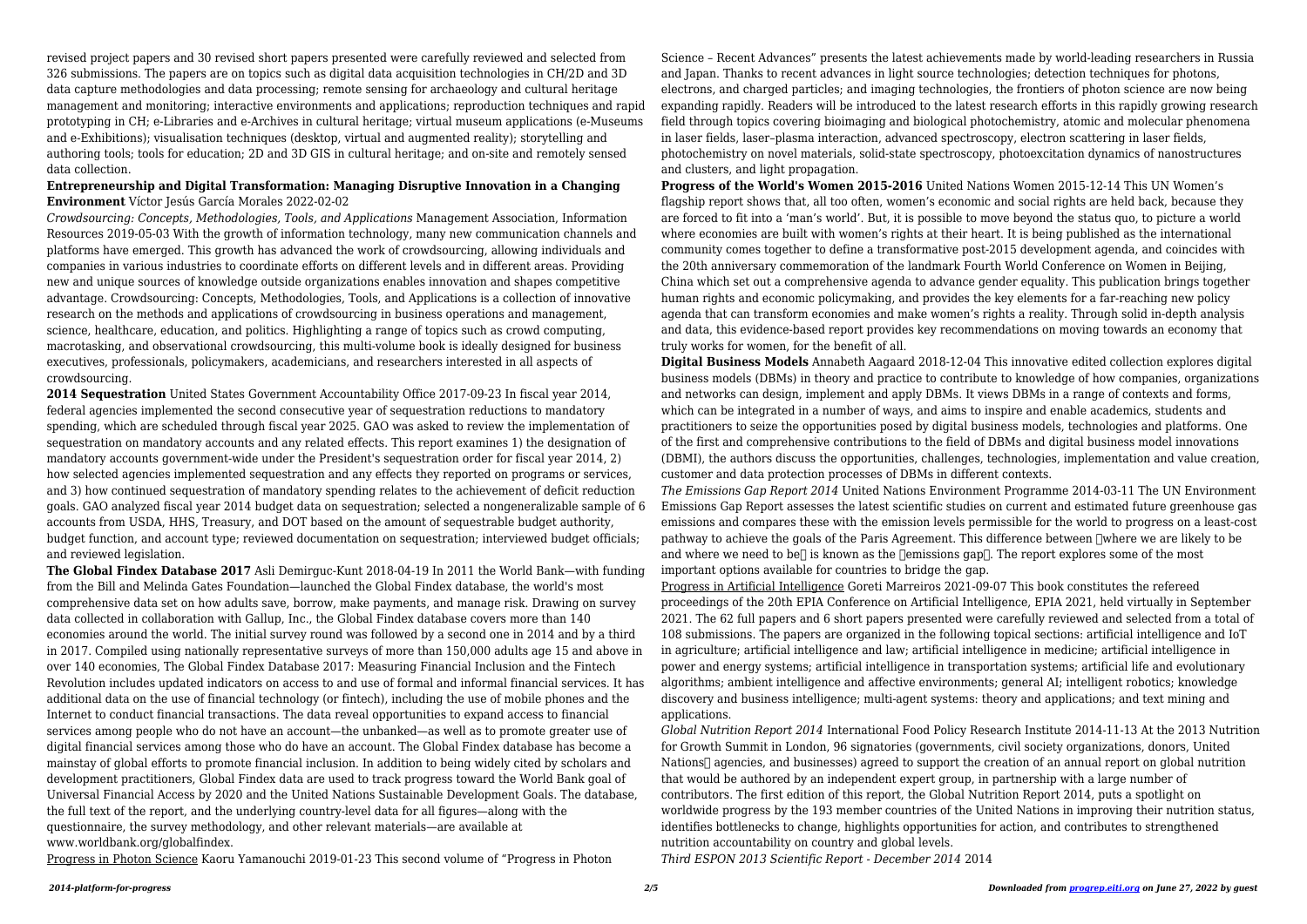revised project papers and 30 revised short papers presented were carefully reviewed and selected from 326 submissions. The papers are on topics such as digital data acquisition technologies in CH/2D and 3D data capture methodologies and data processing; remote sensing for archaeology and cultural heritage management and monitoring; interactive environments and applications; reproduction techniques and rapid prototyping in CH; e-Libraries and e-Archives in cultural heritage; virtual museum applications (e-Museums and e-Exhibitions); visualisation techniques (desktop, virtual and augmented reality); storytelling and authoring tools; tools for education; 2D and 3D GIS in cultural heritage; and on-site and remotely sensed data collection.

**Entrepreneurship and Digital Transformation: Managing Disruptive Innovation in a Changing Environment** Víctor Jesús García Morales 2022-02-02

*Crowdsourcing: Concepts, Methodologies, Tools, and Applications* Management Association, Information Resources 2019-05-03 With the growth of information technology, many new communication channels and platforms have emerged. This growth has advanced the work of crowdsourcing, allowing individuals and companies in various industries to coordinate efforts on different levels and in different areas. Providing new and unique sources of knowledge outside organizations enables innovation and shapes competitive advantage. Crowdsourcing: Concepts, Methodologies, Tools, and Applications is a collection of innovative research on the methods and applications of crowdsourcing in business operations and management, science, healthcare, education, and politics. Highlighting a range of topics such as crowd computing, macrotasking, and observational crowdsourcing, this multi-volume book is ideally designed for business executives, professionals, policymakers, academicians, and researchers interested in all aspects of crowdsourcing.

**2014 Sequestration** United States Government Accountability Office 2017-09-23 In fiscal year 2014, federal agencies implemented the second consecutive year of sequestration reductions to mandatory spending, which are scheduled through fiscal year 2025. GAO was asked to review the implementation of sequestration on mandatory accounts and any related effects. This report examines 1) the designation of mandatory accounts government-wide under the President's sequestration order for fiscal year 2014, 2) how selected agencies implemented sequestration and any effects they reported on programs or services, and 3) how continued sequestration of mandatory spending relates to the achievement of deficit reduction goals. GAO analyzed fiscal year 2014 budget data on sequestration; selected a nongeneralizable sample of 6 accounts from USDA, HHS, Treasury, and DOT based on the amount of sequestrable budget authority, budget function, and account type; reviewed documentation on sequestration; interviewed budget officials; and reviewed legislation.

**The Global Findex Database 2017** Asli Demirguc-Kunt 2018-04-19 In 2011 the World Bank—with funding from the Bill and Melinda Gates Foundation—launched the Global Findex database, the world's most comprehensive data set on how adults save, borrow, make payments, and manage risk. Drawing on survey data collected in collaboration with Gallup, Inc., the Global Findex database covers more than 140 economies around the world. The initial survey round was followed by a second one in 2014 and by a third in 2017. Compiled using nationally representative surveys of more than 150,000 adults age 15 and above in over 140 economies, The Global Findex Database 2017: Measuring Financial Inclusion and the Fintech Revolution includes updated indicators on access to and use of formal and informal financial services. It has additional data on the use of financial technology (or fintech), including the use of mobile phones and the Internet to conduct financial transactions. The data reveal opportunities to expand access to financial services among people who do not have an account—the unbanked—as well as to promote greater use of digital financial services among those who do have an account. The Global Findex database has become a mainstay of global efforts to promote financial inclusion. In addition to being widely cited by scholars and development practitioners, Global Findex data are used to track progress toward the World Bank goal of Universal Financial Access by 2020 and the United Nations Sustainable Development Goals. The database, the full text of the report, and the underlying country-level data for all figures—along with the questionnaire, the survey methodology, and other relevant materials—are available at www.worldbank.org/globalfindex.

Progress in Photon Science Kaoru Yamanouchi 2019-01-23 This second volume of "Progress in Photon Science – Recent Advances" presents the latest achievements made by world-leading researchers in Russia and Japan. Thanks to recent advances in light source technologies; detection techniques for photons, electrons, and charged particles; and imaging technologies, the frontiers of photon science are now being expanding rapidly. Readers will be introduced to the latest research efforts in this rapidly growing research field through topics covering bioimaging and biological photochemistry, atomic and molecular phenomena in laser fields, laser–plasma interaction, advanced spectroscopy, electron scattering in laser fields, photochemistry on novel materials, solid-state spectroscopy, photoexcitation dynamics of nanostructures and clusters, and light propagation.

**Progress of the World's Women 2015-2016** United Nations Women 2015-12-14 This UN Women's flagship report shows that, all too often, women's economic and social rights are held back, because they are forced to fit into a 'man's world'. But, it is possible to move beyond the status quo, to picture a world where economies are built with women's rights at their heart. It is being published as the international community comes together to define a transformative post-2015 development agenda, and coincides with the 20th anniversary commemoration of the landmark Fourth World Conference on Women in Beijing, China which set out a comprehensive agenda to advance gender equality. This publication brings together human rights and economic policymaking, and provides the key elements for a far-reaching new policy agenda that can transform economies and make women's rights a reality. Through solid in-depth analysis and data, this evidence-based report provides key recommendations on moving towards an economy that truly works for women, for the benefit of all.

**Digital Business Models** Annabeth Aagaard 2018-12-04 This innovative edited collection explores digital business models (DBMs) in theory and practice to contribute to knowledge of how companies, organizations and networks can design, implement and apply DBMs. It views DBMs in a range of contexts and forms, which can be integrated in a number of ways, and aims to inspire and enable academics, students and practitioners to seize the opportunities posed by digital business models, technologies and platforms. One of the first and comprehensive contributions to the field of DBMs and digital business model innovations (DBMI), the authors discuss the opportunities, challenges, technologies, implementation and value creation, customer and data protection processes of DBMs in different contexts.

*The Emissions Gap Report 2014* United Nations Environment Programme 2014-03-11 The UN Environment Emissions Gap Report assesses the latest scientific studies on current and estimated future greenhouse gas emissions and compares these with the emission levels permissible for the world to progress on a least-cost pathway to achieve the goals of the Paris Agreement. This difference between where we are likely to be and where we need to be is known as the emissions gap. The report explores some of the most important options available for countries to bridge the gap.

Progress in Artificial Intelligence Goreti Marreiros 2021-09-07 This book constitutes the refereed proceedings of the 20th EPIA Conference on Artificial Intelligence, EPIA 2021, held virtually in September 2021. The 62 full papers and 6 short papers presented were carefully reviewed and selected from a total of 108 submissions. The papers are organized in the following topical sections: artificial intelligence and IoT in agriculture; artificial intelligence and law; artificial intelligence in medicine; artificial intelligence in power and energy systems; artificial intelligence in transportation systems; artificial life and evolutionary algorithms; ambient intelligence and affective environments; general AI; intelligent robotics; knowledge discovery and business intelligence; multi-agent systems: theory and applications; and text mining and applications.

*Global Nutrition Report 2014* International Food Policy Research Institute 2014-11-13 At the 2013 Nutrition for Growth Summit in London, 96 signatories (governments, civil society organizations, donors, United Nations agencies, and businesses) agreed to support the creation of an annual report on global nutrition that would be authored by an independent expert group, in partnership with a large number of contributors. The first edition of this report, the Global Nutrition Report 2014, puts a spotlight on worldwide progress by the 193 member countries of the United Nations in improving their nutrition status, identifies bottlenecks to change, highlights opportunities for action, and contributes to strengthened nutrition accountability on country and global levels.

*Third ESPON 2013 Scientific Report - December 2014* 2014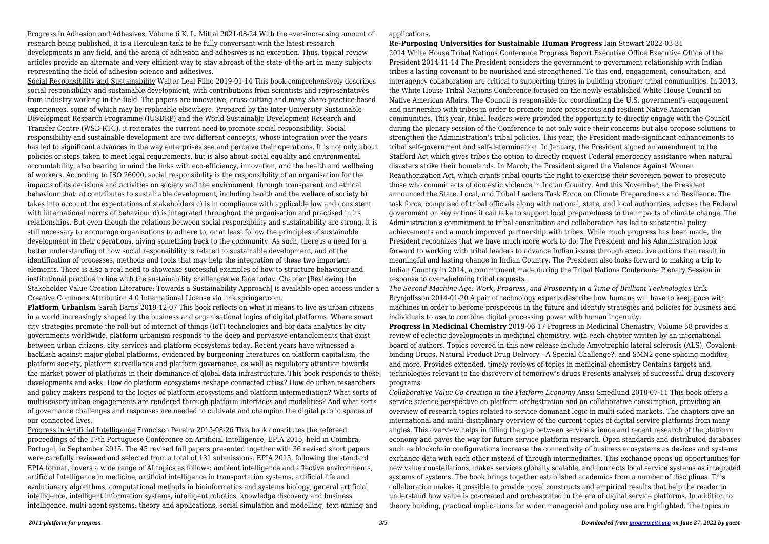Progress in Adhesion and Adhesives, Volume 6 K. L. Mittal 2021-08-24 With the ever-increasing amount of research being published, it is a Herculean task to be fully conversant with the latest research developments in any field, and the arena of adhesion and adhesives is no exception. Thus, topical review articles provide an alternate and very efficient way to stay abreast of the state-of-the-art in many subjects representing the field of adhesion science and adhesives.

Social Responsibility and Sustainability Walter Leal Filho 2019-01-14 This book comprehensively describes social responsibility and sustainable development, with contributions from scientists and representatives from industry working in the field. The papers are innovative, cross-cutting and many share practice-based experiences, some of which may be replicable elsewhere. Prepared by the Inter-University Sustainable Development Research Programme (IUSDRP) and the World Sustainable Development Research and Transfer Centre (WSD-RTC), it reiterates the current need to promote social responsibility. Social responsibility and sustainable development are two different concepts, whose integration over the years has led to significant advances in the way enterprises see and perceive their operations. It is not only about policies or steps taken to meet legal requirements, but is also about social equality and environmental accountability, also bearing in mind the links with eco-efficiency, innovation, and the health and wellbeing of workers. According to ISO 26000, social responsibility is the responsibility of an organisation for the impacts of its decisions and activities on society and the environment, through transparent and ethical behaviour that: a) contributes to sustainable development, including health and the welfare of society b) takes into account the expectations of stakeholders c) is in compliance with applicable law and consistent with international norms of behaviour d) is integrated throughout the organisation and practised in its relationships. But even though the relations between social responsibility and sustainability are strong, it is still necessary to encourage organisations to adhere to, or at least follow the principles of sustainable development in their operations, giving something back to the community. As such, there is a need for a better understanding of how social responsibility is related to sustainable development, and of the identification of processes, methods and tools that may help the integration of these two important elements. There is also a real need to showcase successful examples of how to structure behaviour and institutional practice in line with the sustainability challenges we face today. Chapter [Reviewing the Stakeholder Value Creation Literature: Towards a Sustainability Approach] is available open access under a Creative Commons Attribution 4.0 International License via link.springer.com.

**Platform Urbanism** Sarah Barns 2019-12-07 This book reflects on what it means to live as urban citizens in a world increasingly shaped by the business and organisational logics of digital platforms. Where smart city strategies promote the roll-out of internet of things (IoT) technologies and big data analytics by city governments worldwide, platform urbanism responds to the deep and pervasive entanglements that exist between urban citizens, city services and platform ecosystems today. Recent years have witnessed a backlash against major global platforms, evidenced by burgeoning literatures on platform capitalism, the platform society, platform surveillance and platform governance, as well as regulatory attention towards the market power of platforms in their dominance of global data infrastructure. This book responds to these developments and asks: How do platform ecosystems reshape connected cities? How do urban researchers and policy makers respond to the logics of platform ecosystems and platform intermediation? What sorts of multisensory urban engagements are rendered through platform interfaces and modalities? And what sorts of governance challenges and responses are needed to cultivate and champion the digital public spaces of our connected lives.

Progress in Artificial Intelligence Francisco Pereira 2015-08-26 This book constitutes the refereed proceedings of the 17th Portuguese Conference on Artificial Intelligence, EPIA 2015, held in Coimbra, Portugal, in September 2015. The 45 revised full papers presented together with 36 revised short papers were carefully reviewed and selected from a total of 131 submissions. EPIA 2015, following the standard EPIA format, covers a wide range of AI topics as follows: ambient intelligence and affective environments, artificial Intelligence in medicine, artificial intelligence in transportation systems, artificial life and evolutionary algorithms, computational methods in bioinformatics and systems biology, general artificial intelligence, intelligent information systems, intelligent robotics, knowledge discovery and business intelligence, multi-agent systems: theory and applications, social simulation and modelling, text mining and applications.

**Re-Purposing Universities for Sustainable Human Progress** Iain Stewart 2022-03-31

2014 White House Tribal Nations Conference Progress Report Executive Office Executive Office of the President 2014-11-14 The President considers the government-to-government relationship with Indian tribes a lasting covenant to be nourished and strengthened. To this end, engagement, consultation, and interagency collaboration are critical to supporting tribes in building stronger tribal communities. In 2013, the White House Tribal Nations Conference focused on the newly established White House Council on Native American Affairs. The Council is responsible for coordinating the U.S. government's engagement and partnership with tribes in order to promote more prosperous and resilient Native American communities. This year, tribal leaders were provided the opportunity to directly engage with the Council during the plenary session of the Conference to not only voice their concerns but also propose solutions to strengthen the Administration's tribal policies. This year, the President made significant enhancements to tribal self-government and self-determination. In January, the President signed an amendment to the Stafford Act which gives tribes the option to directly request Federal emergency assistance when natural disasters strike their homelands. In March, the President signed the Violence Against Women Reauthorization Act, which grants tribal courts the right to exercise their sovereign power to prosecute those who commit acts of domestic violence in Indian Country. And this November, the President announced the State, Local, and Tribal Leaders Task Force on Climate Preparedness and Resilience. The task force, comprised of tribal officials along with national, state, and local authorities, advises the Federal government on key actions it can take to support local preparedness to the impacts of climate change. The Administration's commitment to tribal consultation and collaboration has led to substantial policy achievements and a much improved partnership with tribes. While much progress has been made, the President recognizes that we have much more work to do. The President and his Administration look forward to working with tribal leaders to advance Indian issues through executive actions that result in meaningful and lasting change in Indian Country. The President also looks forward to making a trip to Indian Country in 2014, a commitment made during the Tribal Nations Conference Plenary Session in response to overwhelming tribal requests.

*The Second Machine Age: Work, Progress, and Prosperity in a Time of Brilliant Technologies* Erik Brynjolfsson 2014-01-20 A pair of technology experts describe how humans will have to keep pace with machines in order to become prosperous in the future and identify strategies and policies for business and individuals to use to combine digital processing power with human ingenuity.

**Progress in Medicinal Chemistry** 2019-06-17 Progress in Medicinal Chemistry, Volume 58 provides a review of eclectic developments in medicinal chemistry, with each chapter written by an international board of authors. Topics covered in this new release include Amyotrophic lateral sclerosis (ALS), Covalent-binding Drugs, Natural Product Drug Delivery - A Special Challenge?, and SMN2 gene splicing modifier, and more. Provides extended, timely reviews of topics in medicinal chemistry Contains targets and technologies relevant to the discovery of tomorrow's drugs Presents analyses of successful drug discovery programs

*Collaborative Value Co-creation in the Platform Economy* Anssi Smedlund 2018-07-11 This book offers a service science perspective on platform orchestration and on collaborative consumption, providing an overview of research topics related to service dominant logic in multi-sided markets. The chapters give an international and multi-disciplinary overview of the current topics of digital service platforms from many angles. This overview helps in filling the gap between service science and recent research of the platform economy and paves the way for future service platform research. Open standards and distributed databases such as blockchain configurations increase the connectivity of business ecosystems as devices and systems exchange data with each other instead of through intermediaries. This exchange opens up opportunities for new value constellations, makes services globally scalable, and connects local service systems as integrated systems of systems. The book brings together established academics from a number of disciplines. This collaboration makes it possible to provide novel constructs and empirical results that help the reader to understand how value is co-created and orchestrated in the era of digital service platforms. In addition to theory building, practical implications for wider managerial and policy use are highlighted. The topics in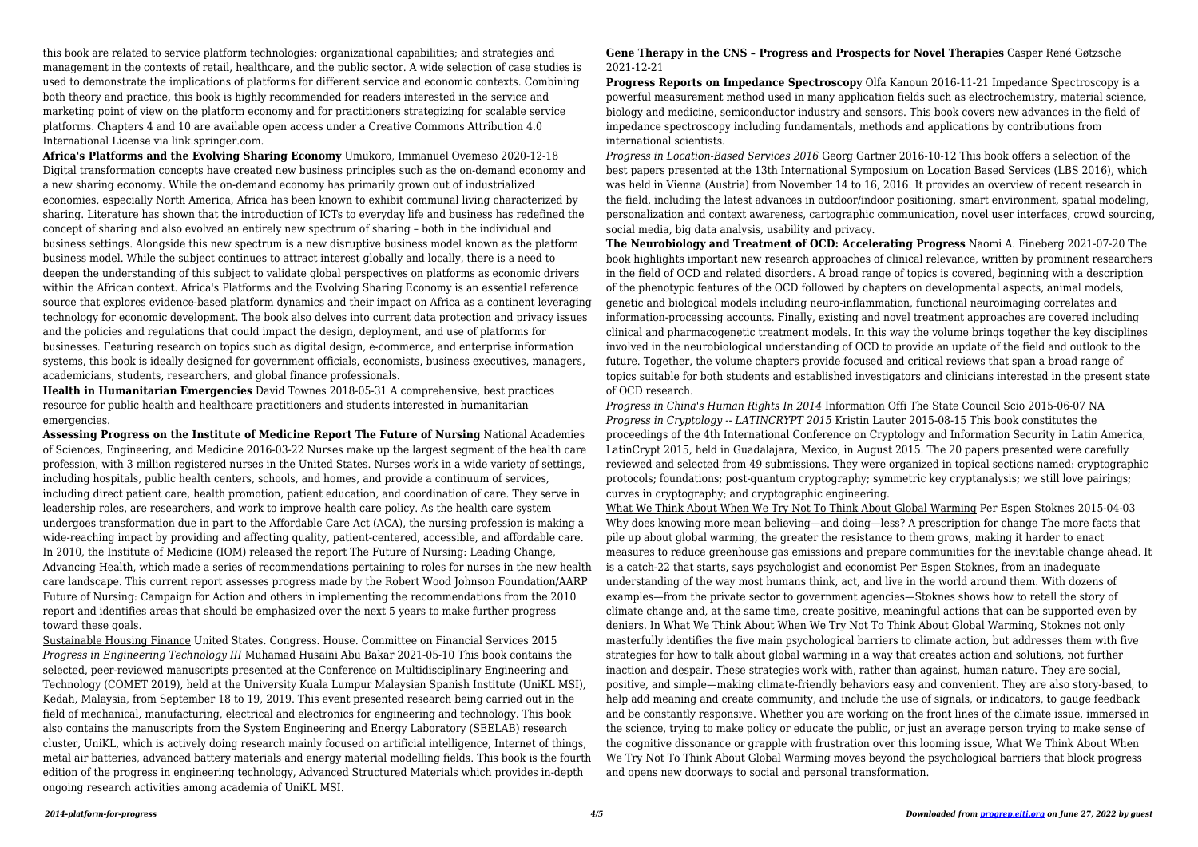this book are related to service platform technologies; organizational capabilities; and strategies and management in the contexts of retail, healthcare, and the public sector. A wide selection of case studies is used to demonstrate the implications of platforms for different service and economic contexts. Combining both theory and practice, this book is highly recommended for readers interested in the service and marketing point of view on the platform economy and for practitioners strategizing for scalable service platforms. Chapters 4 and 10 are available open access under a Creative Commons Attribution 4.0 International License via link.springer.com.

**Africa's Platforms and the Evolving Sharing Economy** Umukoro, Immanuel Ovemeso 2020-12-18 Digital transformation concepts have created new business principles such as the on-demand economy and a new sharing economy. While the on-demand economy has primarily grown out of industrialized economies, especially North America, Africa has been known to exhibit communal living characterized by sharing. Literature has shown that the introduction of ICTs to everyday life and business has redefined the concept of sharing and also evolved an entirely new spectrum of sharing – both in the individual and business settings. Alongside this new spectrum is a new disruptive business model known as the platform business model. While the subject continues to attract interest globally and locally, there is a need to deepen the understanding of this subject to validate global perspectives on platforms as economic drivers within the African context. Africa's Platforms and the Evolving Sharing Economy is an essential reference source that explores evidence-based platform dynamics and their impact on Africa as a continent leveraging technology for economic development. The book also delves into current data protection and privacy issues and the policies and regulations that could impact the design, deployment, and use of platforms for businesses. Featuring research on topics such as digital design, e-commerce, and enterprise information systems, this book is ideally designed for government officials, economists, business executives, managers, academicians, students, researchers, and global finance professionals.

**Health in Humanitarian Emergencies** David Townes 2018-05-31 A comprehensive, best practices resource for public health and healthcare practitioners and students interested in humanitarian emergencies.

**Assessing Progress on the Institute of Medicine Report The Future of Nursing** National Academies of Sciences, Engineering, and Medicine 2016-03-22 Nurses make up the largest segment of the health care profession, with 3 million registered nurses in the United States. Nurses work in a wide variety of settings, including hospitals, public health centers, schools, and homes, and provide a continuum of services, including direct patient care, health promotion, patient education, and coordination of care. They serve in leadership roles, are researchers, and work to improve health care policy. As the health care system undergoes transformation due in part to the Affordable Care Act (ACA), the nursing profession is making a wide-reaching impact by providing and affecting quality, patient-centered, accessible, and affordable care. In 2010, the Institute of Medicine (IOM) released the report The Future of Nursing: Leading Change, Advancing Health, which made a series of recommendations pertaining to roles for nurses in the new health care landscape. This current report assesses progress made by the Robert Wood Johnson Foundation/AARP Future of Nursing: Campaign for Action and others in implementing the recommendations from the 2010 report and identifies areas that should be emphasized over the next 5 years to make further progress toward these goals.

Sustainable Housing Finance United States. Congress. House. Committee on Financial Services 2015

*Progress in Engineering Technology III* Muhamad Husaini Abu Bakar 2021-05-10 This book contains the selected, peer-reviewed manuscripts presented at the Conference on Multidisciplinary Engineering and Technology (COMET 2019), held at the University Kuala Lumpur Malaysian Spanish Institute (UniKL MSI), Kedah, Malaysia, from September 18 to 19, 2019. This event presented research being carried out in the field of mechanical, manufacturing, electrical and electronics for engineering and technology. This book also contains the manuscripts from the System Engineering and Energy Laboratory (SEELAB) research cluster, UniKL, which is actively doing research mainly focused on artificial intelligence, Internet of things, metal air batteries, advanced battery materials and energy material modelling fields. This book is the fourth edition of the progress in engineering technology, Advanced Structured Materials which provides in-depth ongoing research activities among academia of UniKL MSI.

**Gene Therapy in the CNS – Progress and Prospects for Novel Therapies** Casper René Gøtzsche 2021-12-21

**Progress Reports on Impedance Spectroscopy** Olfa Kanoun 2016-11-21 Impedance Spectroscopy is a powerful measurement method used in many application fields such as electrochemistry, material science, biology and medicine, semiconductor industry and sensors. This book covers new advances in the field of impedance spectroscopy including fundamentals, methods and applications by contributions from international scientists.

*Progress in Location-Based Services 2016* Georg Gartner 2016-10-12 This book offers a selection of the best papers presented at the 13th International Symposium on Location Based Services (LBS 2016), which was held in Vienna (Austria) from November 14 to 16, 2016. It provides an overview of recent research in the field, including the latest advances in outdoor/indoor positioning, smart environment, spatial modeling, personalization and context awareness, cartographic communication, novel user interfaces, crowd sourcing, social media, big data analysis, usability and privacy.

**The Neurobiology and Treatment of OCD: Accelerating Progress** Naomi A. Fineberg 2021-07-20 The book highlights important new research approaches of clinical relevance, written by prominent researchers in the field of OCD and related disorders. A broad range of topics is covered, beginning with a description of the phenotypic features of the OCD followed by chapters on developmental aspects, animal models, genetic and biological models including neuro-inflammation, functional neuroimaging correlates and information-processing accounts. Finally, existing and novel treatment approaches are covered including clinical and pharmacogenetic treatment models. In this way the volume brings together the key disciplines involved in the neurobiological understanding of OCD to provide an update of the field and outlook to the future. Together, the volume chapters provide focused and critical reviews that span a broad range of topics suitable for both students and established investigators and clinicians interested in the present state of OCD research.

*Progress in China's Human Rights In 2014* Information Offi The State Council Scio 2015-06-07 NA

*Progress in Cryptology -- LATINCRYPT 2015* Kristin Lauter 2015-08-15 This book constitutes the proceedings of the 4th International Conference on Cryptology and Information Security in Latin America, LatinCrypt 2015, held in Guadalajara, Mexico, in August 2015. The 20 papers presented were carefully reviewed and selected from 49 submissions. They were organized in topical sections named: cryptographic protocols; foundations; post-quantum cryptography; symmetric key cryptanalysis; we still love pairings; curves in cryptography; and cryptographic engineering.

What We Think About When We Try Not To Think About Global Warming Per Espen Stoknes 2015-04-03 Why does knowing more mean believing—and doing—less? A prescription for change The more facts that pile up about global warming, the greater the resistance to them grows, making it harder to enact measures to reduce greenhouse gas emissions and prepare communities for the inevitable change ahead. It is a catch-22 that starts, says psychologist and economist Per Espen Stoknes, from an inadequate understanding of the way most humans think, act, and live in the world around them. With dozens of examples—from the private sector to government agencies—Stoknes shows how to retell the story of climate change and, at the same time, create positive, meaningful actions that can be supported even by deniers. In What We Think About When We Try Not To Think About Global Warming, Stoknes not only masterfully identifies the five main psychological barriers to climate action, but addresses them with five strategies for how to talk about global warming in a way that creates action and solutions, not further inaction and despair. These strategies work with, rather than against, human nature. They are social, positive, and simple—making climate-friendly behaviors easy and convenient. They are also story-based, to help add meaning and create community, and include the use of signals, or indicators, to gauge feedback and be constantly responsive. Whether you are working on the front lines of the climate issue, immersed in the science, trying to make policy or educate the public, or just an average person trying to make sense of the cognitive dissonance or grapple with frustration over this looming issue, What We Think About When We Try Not To Think About Global Warming moves beyond the psychological barriers that block progress and opens new doorways to social and personal transformation.